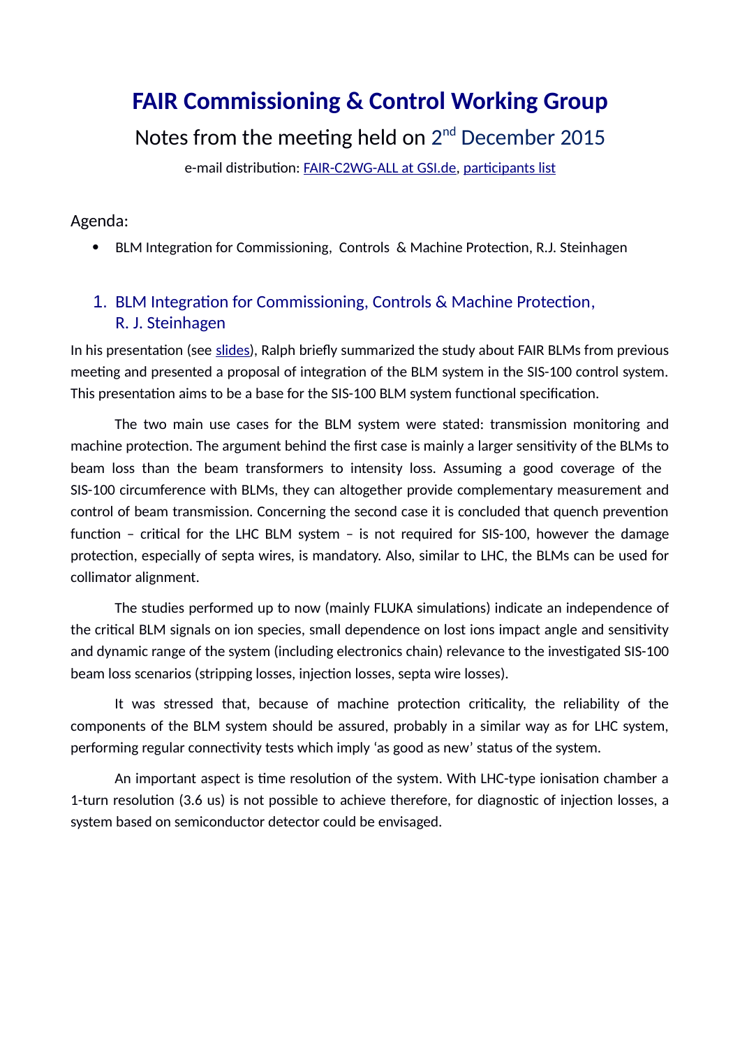# FAIR Commissioning & Control Working Group

## Notes from the meeting held on 2nd December 2015

e-mail distribution: FAIR-C2WG-ALL at GSI.de, participants list

Agenda:

- BLM Integration for Commissioning, Controls & Machine Protection, R.J. Steinhagen

### 1. BLM Integration for Commissioning, Controls & Machine Protection, R. J. Steinhagen

In his presentation (see slides), Ralph briefly summarized the study about FAIR BLMs from previous meeting and presented a proposal of integration of the BLM system in the SIS-100 control system. This presentation aims to be a base for the SIS-100 BLM system functional specification.

The two main use cases for the BLM system were stated: transmission monitoring and machine protection. The argument behind the first case is mainly a larger sensitivity of the BLMs to beam loss than the beam transformers to intensity loss. Assuming a good coverage of the SIS-100 circumference with BLMs, they can altogether provide complementary measurement and control of beam transmission. Concerning the second case it is concluded that quench prevention function – critical for the LHC BLM system – is not required for SIS-100, however the damage protection, especially of septa wires, is mandatory. Also, similar to LHC, the BLMs can be used for collimator alignment.

The studies performed up to now (mainly FLUKA simulations) indicate an independence of the critical BLM signals on ion species, small dependence on lost ions impact angle and sensitivity and dynamic range of the system (including electronics chain) relevance to the investigated SIS-100 beam loss scenarios (stripping losses, injection losses, septa wire losses).

It was stressed that, because of machine protection criticality, the reliability of the components of the BLM system should be assured, probably in a similar way as for LHC system, performing regular connectivity tests which imply 'as good as new' status of the system.

An important aspect is time resolution of the system. With LHC-type ionisation chamber a 1-turn resolution (3.6 us) is not possible to achieve therefore, for diagnostic of injection losses, a system based on semiconductor detector could be envisaged.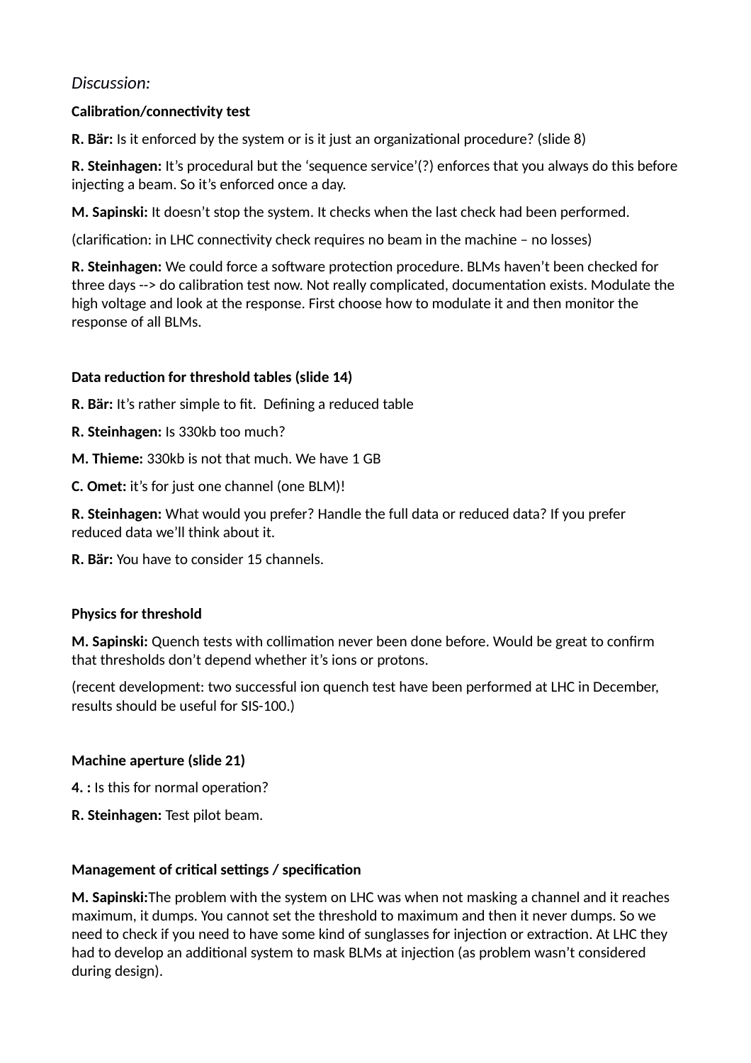*Discussion:*

**Calibration/connectivity test**

**R. Bär:** Is it enforced by the system or is it just an organizational procedure? (slide 8)

**R. Steinhagen:** It's procedural but the 'sequence service'(?) enforces that you always do this before injecting a beam. So it's enforced once a day.

**M. Sapinski:** It doesn't stop the system. It checks when the last check had been performed.

(clarification: in LHC connectivity check requires no beam in the machine – no losses)

**R. Steinhagen:** We could force a software protection procedure. BLMs haven't been checked for three days --> do calibration test now. Not really complicated, documentation exists. Modulate the high voltage and look at the response. First choose how to modulate it and then monitor the response of all BLMs.

**Data reduction for threshold tables (slide 14)**

**R. Bär:** It's rather simple to fit. Defining a reduced table

**R. Steinhagen:** Is 330kb too much?

**M. Thieme:** 330kb is not that much. We have 1 GB

**C. Omet:** it's for just one channel (one BLM)!

**R. Steinhagen:** What would you prefer? Handle the full data or reduced data? If you prefer reduced data we'll think about it.

**R. Bär:** You have to consider 15 channels.

**Physics for threshold**

**M. Sapinski:** Quench tests with collimation never been done before. Would be great to confirm that thresholds don't depend whether it's ions or protons.

(recent development: two successful ion quench test have been performed at LHC in December, results should be useful for SIS-100.)

**Machine aperture (slide 21)**

**4. :** Is this for normal operation?

**R. Steinhagen:** Test pilot beam.

**Management of critical settings / specification**

**M. Sapinski:**The problem with the system on LHC was when not masking a channel and it reaches maximum, it dumps. You cannot set the threshold to maximum and then it never dumps. So we need to check if you need to have some kind of sunglasses for injection or extraction. At LHC they had to develop an additional system to mask BLMs at injection (as problem wasn't considered during design).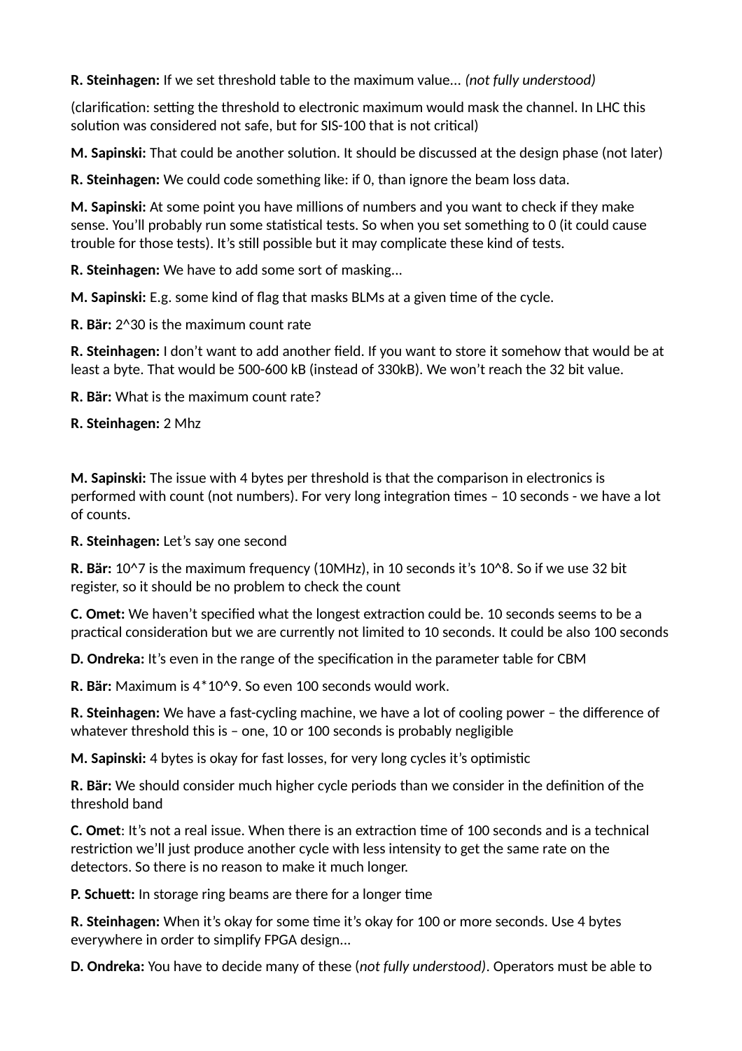**R. Steinhagen:** If we set threshold table to the maximum value… *(not fully understood)*

(clarification: setting the threshold to electronic maximum would mask the channel. In LHC this solution was considered not safe, but for SIS-100 that is not critical)

**M. Sapinski:** That could be another solution. It should be discussed at the design phase (not later)

**R. Steinhagen:** We could code something like: if 0, than ignore the beam loss data.

**M. Sapinski:** At some point you have millions of numbers and you want to check if they make sense. You'll probably run some statistical tests. So when you set something to 0 (it could cause trouble for those tests). It's still possible but it may complicate these kind of tests.

**R. Steinhagen:** We have to add some sort of masking…

**M. Sapinski:** E.g. some kind of flag that masks BLMs at a given time of the cycle.

**R. Bär:** 2^30 is the maximum count rate

**R. Steinhagen:** I don't want to add another field. If you want to store it somehow that would be at least a byte. That would be 500-600 kB (instead of 330kB). We won't reach the 32 bit value.

**R. Bär:** What is the maximum count rate?

**R. Steinhagen:** 2 Mhz

**M. Sapinski:** The issue with 4 bytes per threshold is that the comparison in electronics is performed with count (not numbers). For very long integration times – 10 seconds - we have a lot of counts.

**R. Steinhagen:** Let's say one second

**R. Bär:** 10^7 is the maximum frequency (10MHz), in 10 seconds it's 10^8. So if we use 32 bit register, so it should be no problem to check the count

**C. Omet:** We haven't specified what the longest extraction could be. 10 seconds seems to be a practical consideration but we are currently not limited to 10 seconds. It could be also 100 seconds

**D. Ondreka:** It's even in the range of the specification in the parameter table for CBM

**R. Bär:** Maximum is 4*10^9. So even 100 seconds would work.

**R. Steinhagen:** We have a fast-cycling machine, we have a lot of cooling power – the difference of whatever threshold this is – one, 10 or 100 seconds is probably negligible

**M. Sapinski:** 4 bytes is okay for fast losses, for very long cycles it's optimistic

**R. Bär:** We should consider much higher cycle periods than we consider in the definition of the threshold band

**C. Omet**: It's not a real issue. When there is an extraction time of 100 seconds and is a technical restriction we'll just produce another cycle with less intensity to get the same rate on the detectors. So there is no reason to make it much longer.

**P. Schuett:** In storage ring beams are there for a longer time

**R. Steinhagen:** When it's okay for some time it's okay for 100 or more seconds. Use 4 bytes everywhere in order to simplify FPGA design…

**D. Ondreka:** You have to decide many of these (*not fully understood*). Operators must be able to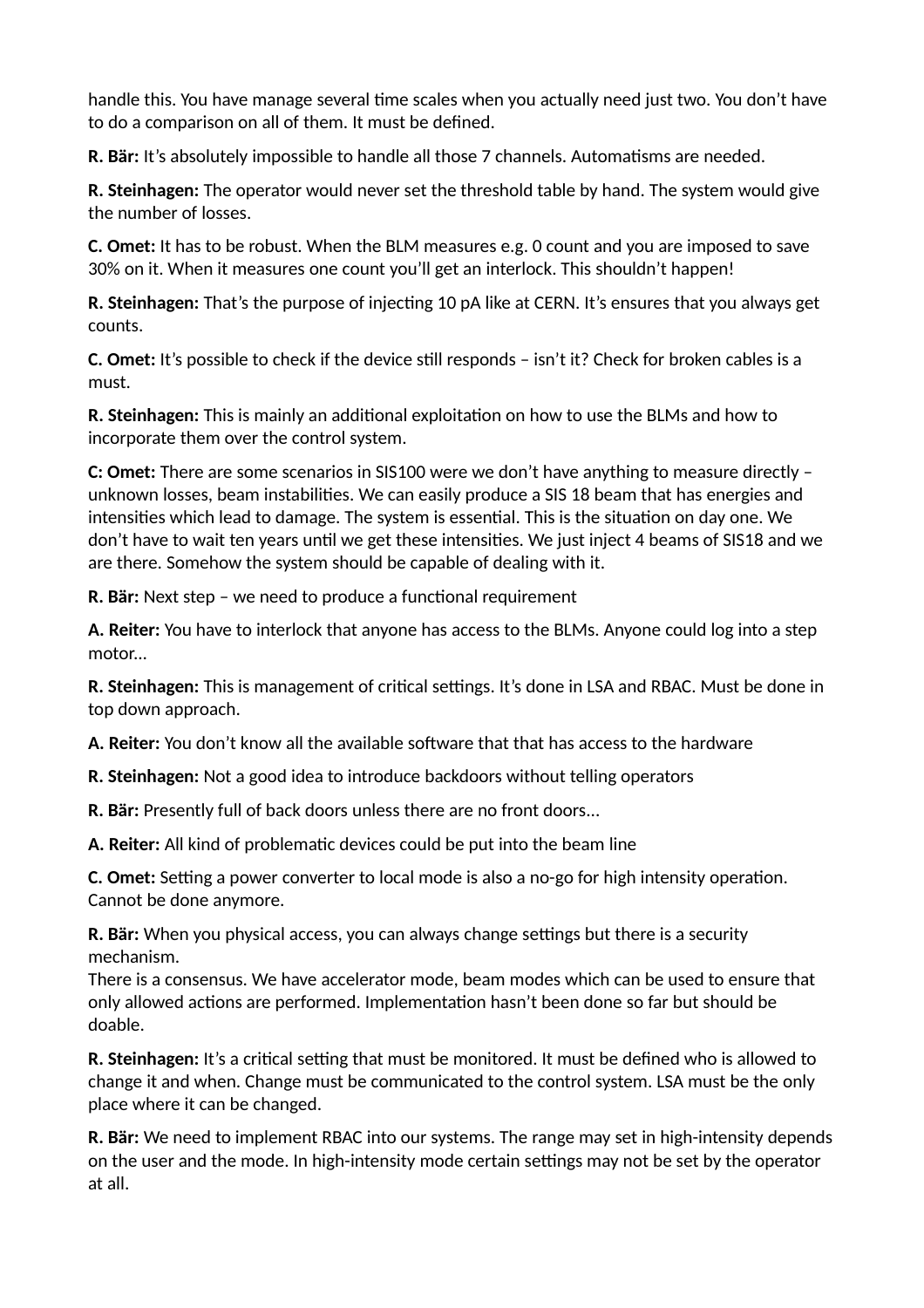handle this. You have manage several time scales when you actually need just two. You don't have to do a comparison on all of them. It must be defined.

**R. Bär:** It's absolutely impossible to handle all those 7 channels. Automatisms are needed.

**R. Steinhagen:** The operator would never set the threshold table by hand. The system would give the number of losses.

**C. Omet:** It has to be robust. When the BLM measures e.g. 0 count and you are imposed to save 30% on it. When it measures one count you'll get an interlock. This shouldn't happen!

**R. Steinhagen:** That's the purpose of injecting 10 pA like at CERN. It's ensures that you always get counts.

**C. Omet:** It's possible to check if the device still responds – isn't it? Check for broken cables is a must.

**R. Steinhagen:** This is mainly an additional exploitation on how to use the BLMs and how to incorporate them over the control system.

**C: Omet:** There are some scenarios in SIS100 were we don't have anything to measure directly – unknown losses, beam instabilities. We can easily produce a SIS 18 beam that has energies and intensities which lead to damage. The system is essential. This is the situation on day one. We don't have to wait ten years until we get these intensities. We just inject 4 beams of SIS18 and we are there. Somehow the system should be capable of dealing with it.

**R. Bär:** Next step – we need to produce a functional requirement

**A. Reiter:** You have to interlock that anyone has access to the BLMs. Anyone could log into a step motor…

**R. Steinhagen:** This is management of critical settings. It's done in LSA and RBAC. Must be done in top down approach.

**A. Reiter:** You don't know all the available software that that has access to the hardware

**R. Steinhagen:** Not a good idea to introduce backdoors without telling operators

**R. Bär:** Presently full of back doors unless there are no front doors…

**A. Reiter:** All kind of problematic devices could be put into the beam line

**C. Omet:** Setting a power converter to local mode is also a no-go for high intensity operation. Cannot be done anymore.

**R. Bär:** When you physical access, you can always change settings but there is a security mechanism.
There is a consensus. We have accelerator mode, beam modes which can be used to ensure that only allowed actions are performed. Implementation hasn't been done so far but should be doable.

**R. Steinhagen:** It's a critical setting that must be monitored. It must be defined who is allowed to change it and when. Change must be communicated to the control system. LSA must be the only place where it can be changed.

**R. Bär:** We need to implement RBAC into our systems. The range may set in high-intensity depends on the user and the mode. In high-intensity mode certain settings may not be set by the operator at all.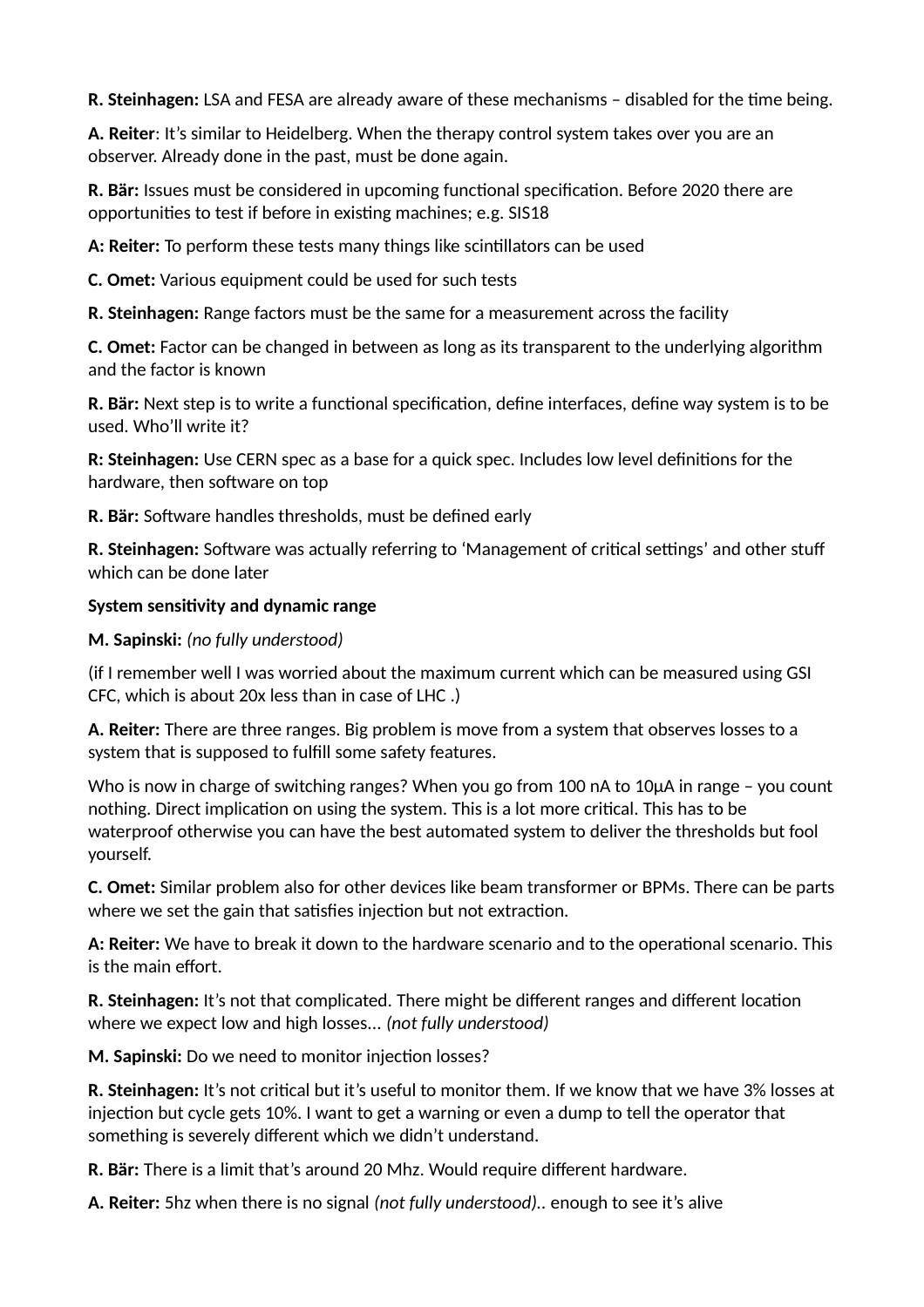**R. Steinhagen:** LSA and FESA are already aware of these mechanisms – disabled for the time being.

**A. Reiter**: It's similar to Heidelberg. When the therapy control system takes over you are an observer. Already done in the past, must be done again.

**R. Bär:** Issues must be considered in upcoming functional specification. Before 2020 there are opportunities to test if before in existing machines; e.g. SIS18

**A: Reiter:** To perform these tests many things like scintillators can be used

**C. Omet:** Various equipment could be used for such tests

**R. Steinhagen:** Range factors must be the same for a measurement across the facility

**C. Omet:** Factor can be changed in between as long as its transparent to the underlying algorithm and the factor is known

**R. Bär:** Next step is to write a functional specification, define interfaces, define way system is to be used. Who'll write it?

**R: Steinhagen:** Use CERN spec as a base for a quick spec. Includes low level definitions for the hardware, then software on top

**R. Bär:** Software handles thresholds, must be defined early

**R. Steinhagen:** Software was actually referring to 'Management of critical settings' and other stuff which can be done later

**System sensitivity and dynamic range**

**M. Sapinski:** *(no fully understood)*

(if I remember well I was worried about the maximum current which can be measured using GSI CFC, which is about 20x less than in case of LHC .)

**A. Reiter:** There are three ranges. Big problem is move from a system that observes losses to a system that is supposed to fulfill some safety features.

Who is now in charge of switching ranges? When you go from 100 nA to 10µA in range – you count nothing. Direct implication on using the system. This is a lot more critical. This has to be waterproof otherwise you can have the best automated system to deliver the thresholds but fool yourself.

**C. Omet:** Similar problem also for other devices like beam transformer or BPMs. There can be parts where we set the gain that satisfies injection but not extraction.

**A: Reiter:** We have to break it down to the hardware scenario and to the operational scenario. This is the main effort.

**R. Steinhagen:** It's not that complicated. There might be different ranges and different location where we expect low and high losses... *(not fully understood)*

**M. Sapinski:** Do we need to monitor injection losses?

**R. Steinhagen:** It's not critical but it's useful to monitor them. If we know that we have 3% losses at injection but cycle gets 10%. I want to get a warning or even a dump to tell the operator that something is severely different which we didn't understand.

**R. Bär:** There is a limit that's around 20 Mhz. Would require different hardware.

**A. Reiter:** 5hz when there is no signal *(not fully understood)*.. enough to see it's alive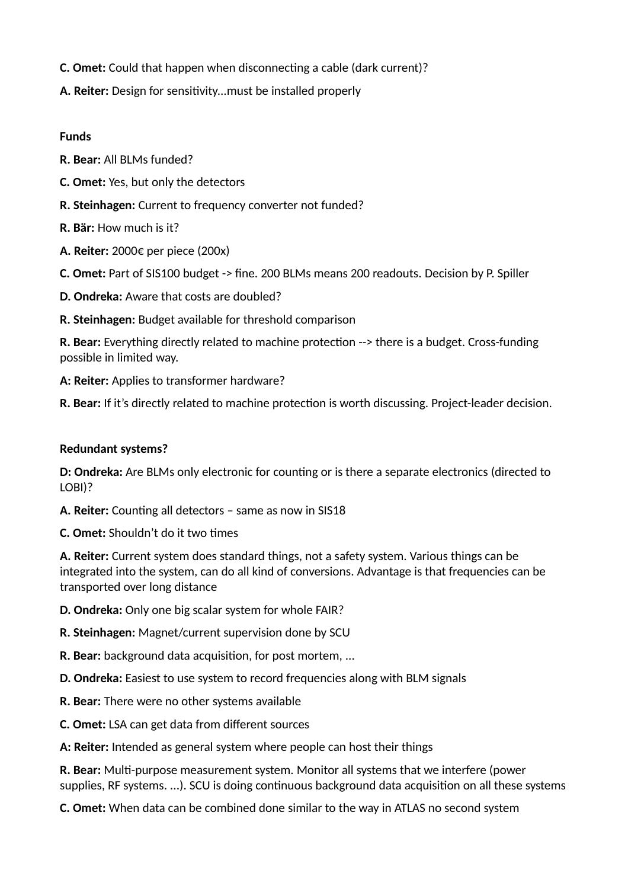**C. Omet:** Could that happen when disconnecting a cable (dark current)?

**A. Reiter:** Design for sensitivity…must be installed properly

**Funds**

**R. Bear:** All BLMs funded?

**C. Omet:** Yes, but only the detectors

**R. Steinhagen:** Current to frequency converter not funded?

**R. Bär:** How much is it?

**A. Reiter:** 2000€ per piece (200x)

**C. Omet:** Part of SIS100 budget -> fine. 200 BLMs means 200 readouts. Decision by P. Spiller

**D. Ondreka:** Aware that costs are doubled?

**R. Steinhagen:** Budget available for threshold comparison

**R. Bear:** Everything directly related to machine protection --> there is a budget. Cross-funding possible in limited way.

**A: Reiter:** Applies to transformer hardware?

**R. Bear:** If it's directly related to machine protection is worth discussing. Project-leader decision.

**Redundant systems?**

**D: Ondreka:** Are BLMs only electronic for counting or is there a separate electronics (directed to LOBI)?

**A. Reiter:** Counting all detectors – same as now in SIS18

**C. Omet:** Shouldn't do it two times

**A. Reiter:** Current system does standard things, not a safety system. Various things can be integrated into the system, can do all kind of conversions. Advantage is that frequencies can be transported over long distance

**D. Ondreka:** Only one big scalar system for whole FAIR?

**R. Steinhagen:** Magnet/current supervision done by SCU

**R. Bear:** background data acquisition, for post mortem, ...

**D. Ondreka:** Easiest to use system to record frequencies along with BLM signals

**R. Bear:** There were no other systems available

**C. Omet:** LSA can get data from different sources

**A: Reiter:** Intended as general system where people can host their things

**R. Bear:** Multi-purpose measurement system. Monitor all systems that we interfere (power supplies, RF systems. ...). SCU is doing continuous background data acquisition on all these systems

**C. Omet:** When data can be combined done similar to the way in ATLAS no second system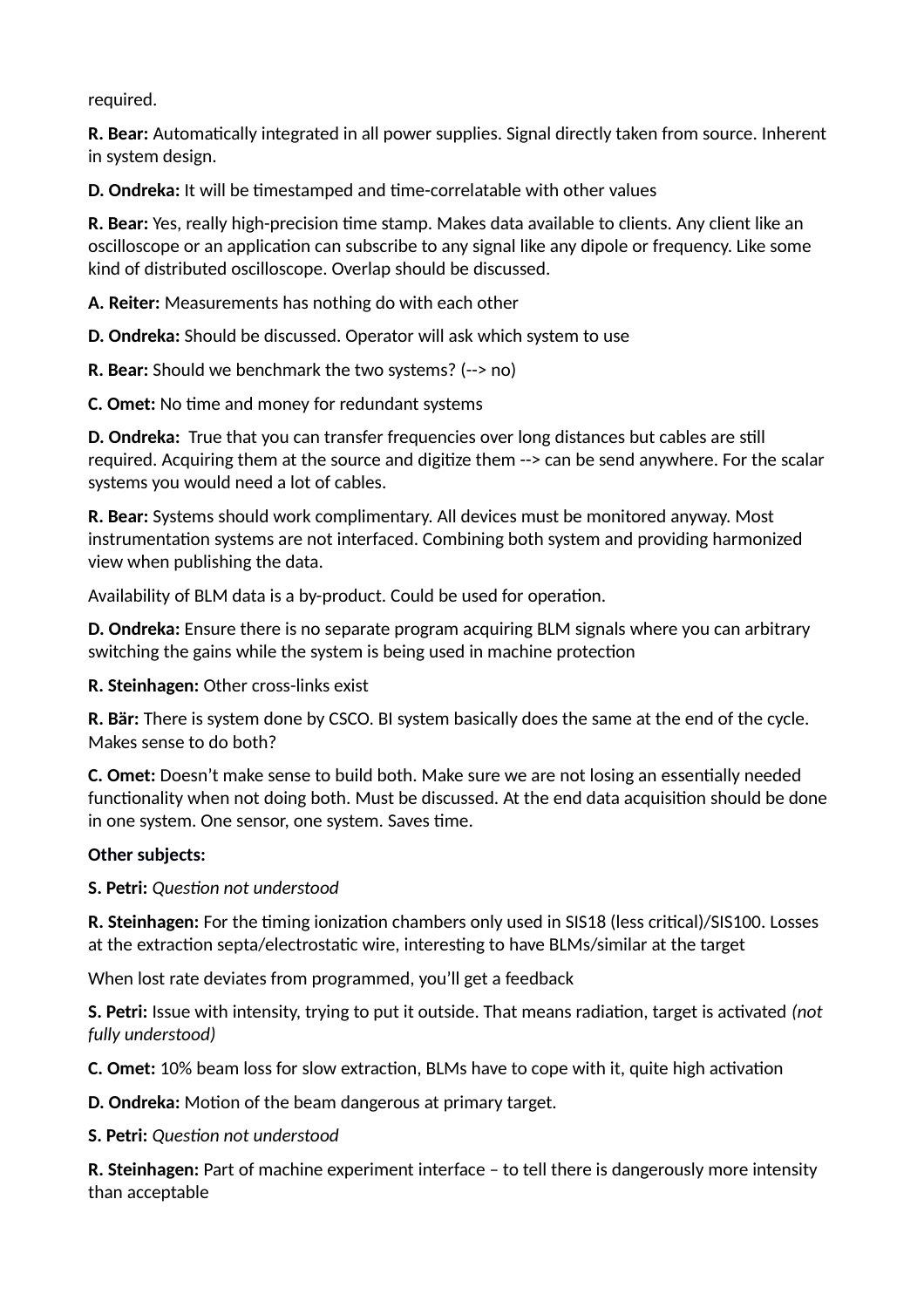required.

**R. Bear:** Automatically integrated in all power supplies. Signal directly taken from source. Inherent in system design.

**D. Ondreka:** It will be timestamped and time-correlatable with other values

**R. Bear:** Yes, really high-precision time stamp. Makes data available to clients. Any client like an oscilloscope or an application can subscribe to any signal like any dipole or frequency. Like some kind of distributed oscilloscope. Overlap should be discussed.

**A. Reiter:** Measurements has nothing do with each other

**D. Ondreka:** Should be discussed. Operator will ask which system to use

**R. Bear:** Should we benchmark the two systems? (--> no)

**C. Omet:** No time and money for redundant systems

**D. Ondreka:** True that you can transfer frequencies over long distances but cables are still required. Acquiring them at the source and digitize them --> can be send anywhere. For the scalar systems you would need a lot of cables.

**R. Bear:** Systems should work complimentary. All devices must be monitored anyway. Most instrumentation systems are not interfaced. Combining both system and providing harmonized view when publishing the data.

Availability of BLM data is a by-product. Could be used for operation.

**D. Ondreka:** Ensure there is no separate program acquiring BLM signals where you can arbitrary switching the gains while the system is being used in machine protection

**R. Steinhagen:** Other cross-links exist

**R. Bär:** There is system done by CSCO. BI system basically does the same at the end of the cycle. Makes sense to do both?

**C. Omet:** Doesn't make sense to build both. Make sure we are not losing an essentially needed functionality when not doing both. Must be discussed. At the end data acquisition should be done in one system. One sensor, one system. Saves time.

**Other subjects:**

**S. Petri:** *Question not understood*

**R. Steinhagen:** For the timing ionization chambers only used in SIS18 (less critical)/SIS100. Losses at the extraction septa/electrostatic wire, interesting to have BLMs/similar at the target

When lost rate deviates from programmed, you'll get a feedback

**S. Petri:** Issue with intensity, trying to put it outside. That means radiation, target is activated *(not fully understood)*

**C. Omet:** 10% beam loss for slow extraction, BLMs have to cope with it, quite high activation

**D. Ondreka:** Motion of the beam dangerous at primary target.

**S. Petri:** *Question not understood*

**R. Steinhagen:** Part of machine experiment interface – to tell there is dangerously more intensity than acceptable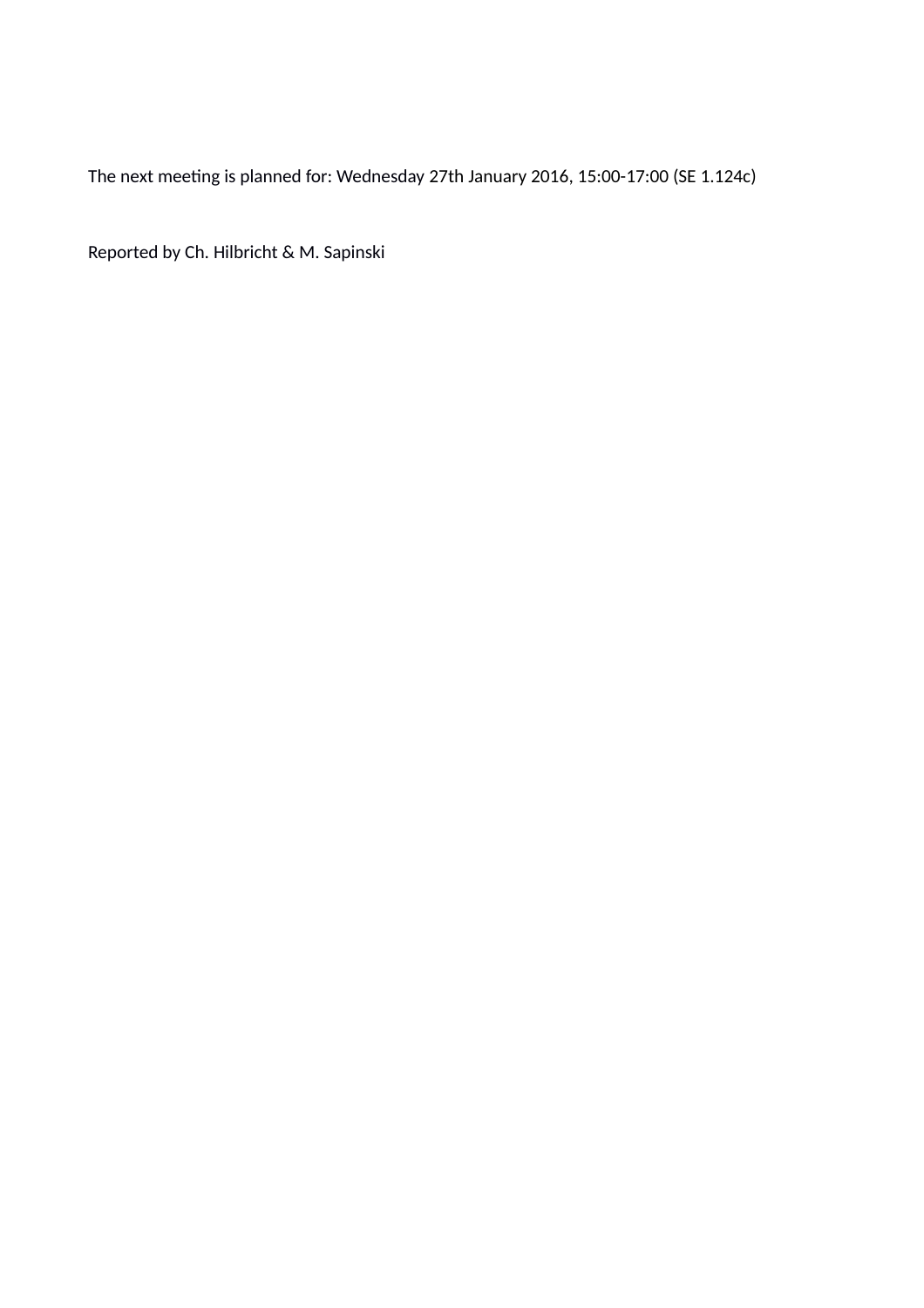The next meeting is planned for: Wednesday 27th January 2016, 15:00-17:00 (SE 1.124c)

Reported by Ch. Hilbricht & M. Sapinski